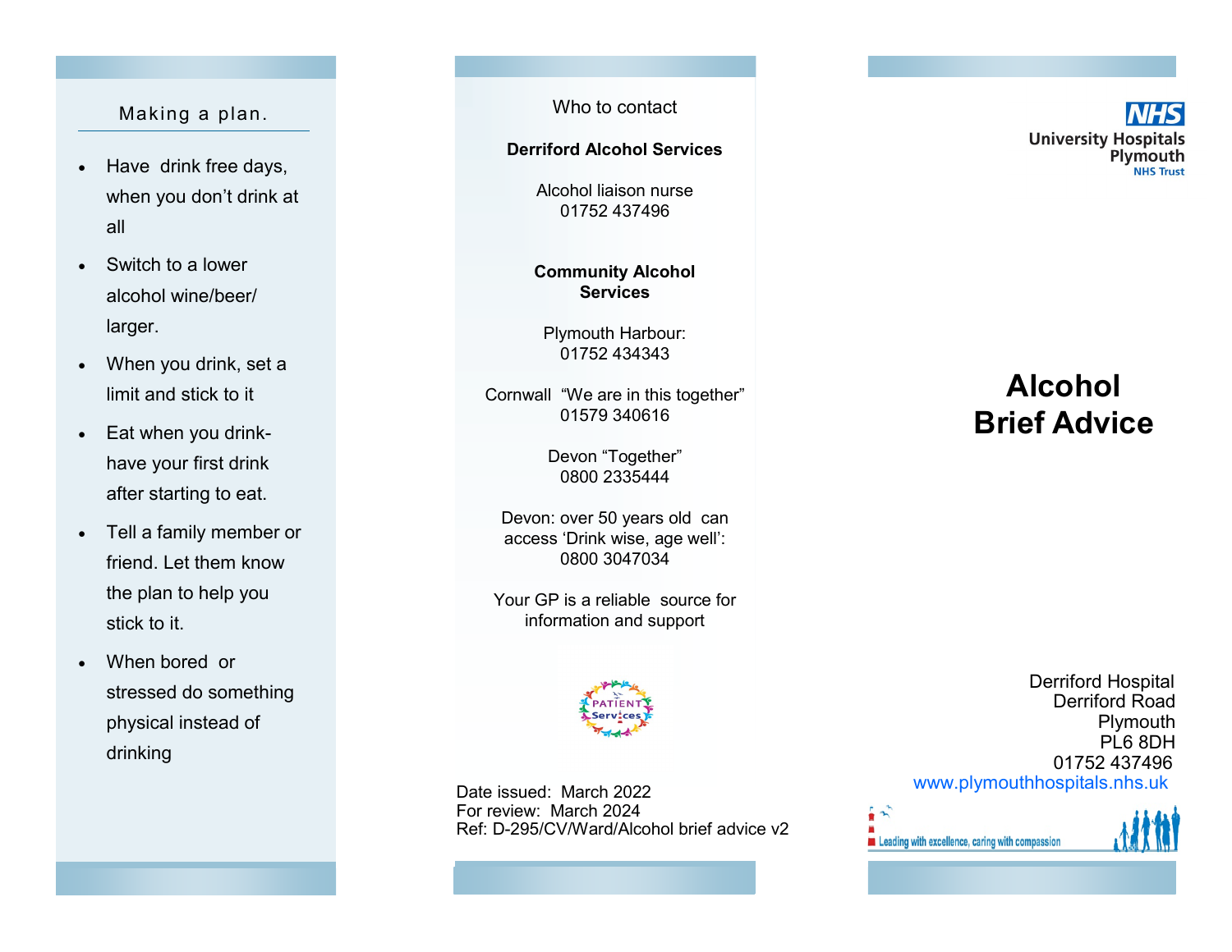## Making a plan.

- Have drink free days, when you don't drink at all
- Switch to a lower alcohol wine/beer/ larger.
- When you drink, set a limit and stick to it
- Eat when you drink- have your first drink after starting to eat.
- Tell a family member or friend. Let them know the plan to help you stick to it.
- When bored or stressed do something physical instead of drinking

## Who to contact

**Derriford Alcohol Services**

Alcohol liaison nurse
01752 437496

**Community Alcohol Services**

Plymouth Harbour:
01752 434343

Cornwall "We are in this together"
01579 340616

Devon "Together"
0800 2335444

Devon: over 50 years old can access 'Drink wise, age well':
0800 3047034

Your GP is a reliable source for information and support

Date issued: March 2022
For review: March 2024
Ref: D-295/CV/Ward/Alcohol brief advice v2

NHS
University Hospitals Plymouth
NHS Trust

# Alcohol Brief Advice

Derriford Hospital
Derriford Road
Plymouth
PL6 8DH
01752 437496
www.plymouthhospitals.nhs.uk

Leading with excellence, caring with compassion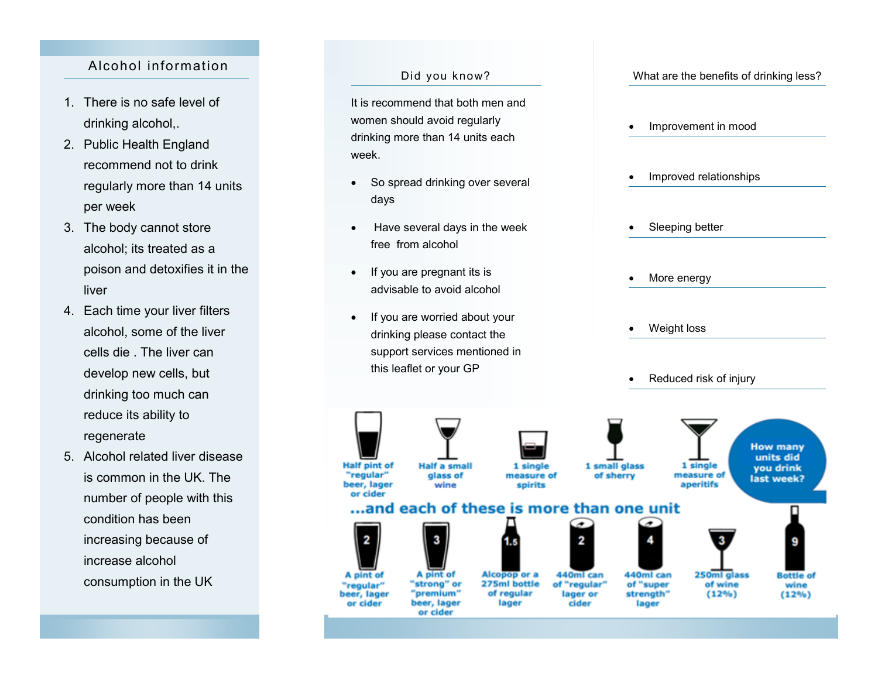## Alcohol information

1. There is no safe level of drinking alcohol,.
2. Public Health England recommend not to drink regularly more than 14 units per week
3. The body cannot store alcohol; its treated as a poison and detoxifies it in the liver
4. Each time your liver filters alcohol, some of the liver cells die . The liver can develop new cells, but drinking too much can reduce its ability to regenerate
5. Alcohol related liver disease is common in the UK. The number of people with this condition has been increasing because of increase alcohol consumption in the UK

## Did you know?

It is recommend that both men and women should avoid regularly drinking more than 14 units each week.

- So spread drinking over several days
- Have several days in the week free from alcohol
- If you are pregnant its is advisable to avoid alcohol
- If you are worried about your drinking please contact the support services mentioned in this leaflet or your GP

## What are the benefits of drinking less?

- Improvement in mood
- Improved relationships
- Sleeping better
- More energy
- Weight loss
- Reduced risk of injury

Half pint of "regular" beer, lager or cider

Half a small glass of wine

1 single measure of spirits

1 small glass of sherry

1 single measure of aperitifs

How many units did you drink last week?

**...and each of these is more than one unit**

2 — A pint of "regular" beer, lager or cider

3 — A pint of "strong" or "premium" beer, lager or cider

1.5 — Alcopop or a 275ml bottle of regular lager

2 — 440ml can of "regular" lager or cider

4 — 440ml can of "super strength" lager

3 — 250ml glass of wine (12%)

9 — Bottle of wine (12%)